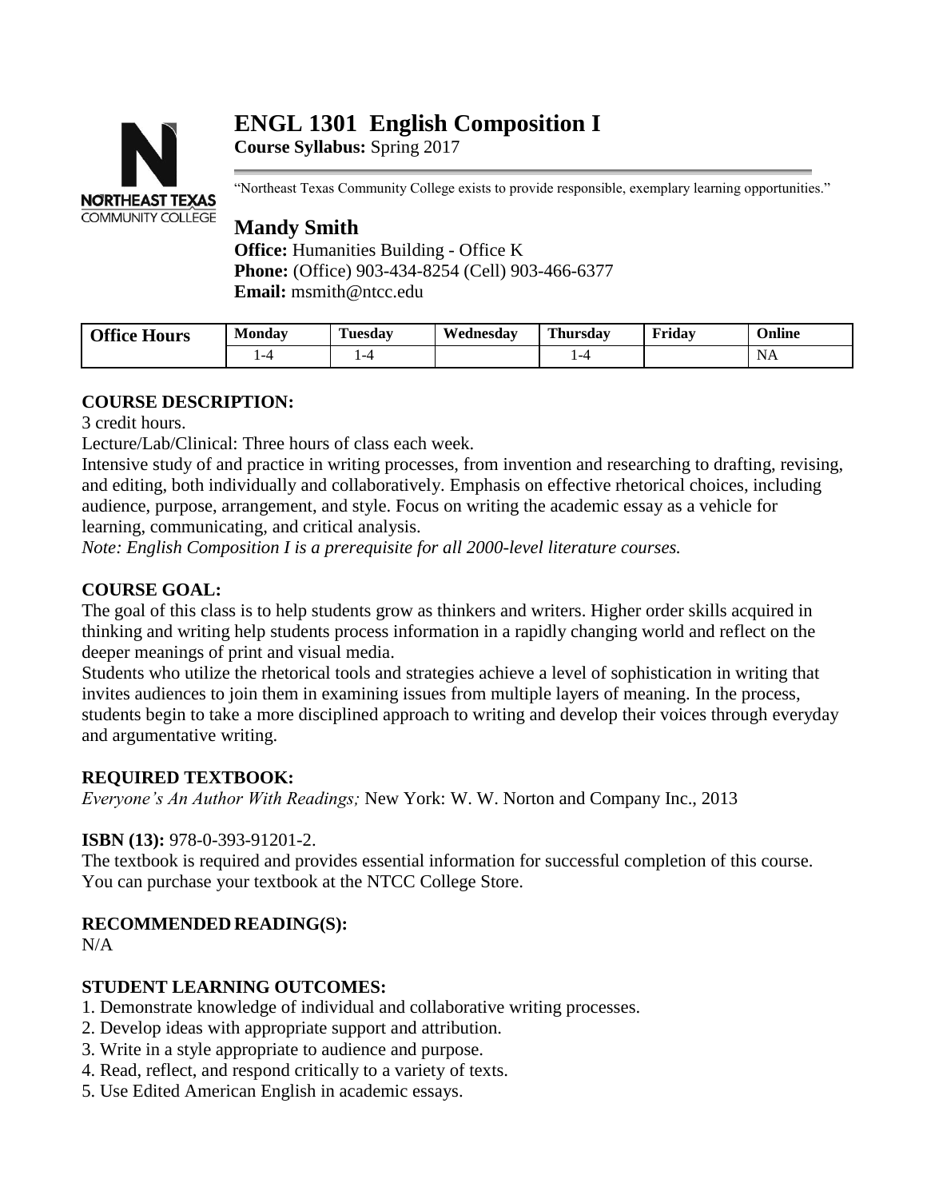# ENGL 1301 English Composition I

**Course Syllabus:** Spring 2017

"Northeast Texas Community College exists to provide responsible, exemplary learning opportunities."

## Mandy Smith

**Office:** Humanities Building - Office K
**Phone:** (Office) 903-434-8254 (Cell) 903-466-6377
**Email:** msmith@ntcc.edu

| Office Hours | Monday | Tuesday | Wednesday | Thursday | Friday | Online |
|---|---|---|---|---|---|---|
| | 1-4 | 1-4 | | 1-4 | | NA |

### COURSE DESCRIPTION:

3 credit hours.
Lecture/Lab/Clinical: Three hours of class each week.
Intensive study of and practice in writing processes, from invention and researching to drafting, revising, and editing, both individually and collaboratively. Emphasis on effective rhetorical choices, including audience, purpose, arrangement, and style. Focus on writing the academic essay as a vehicle for learning, communicating, and critical analysis.
*Note: English Composition I is a prerequisite for all 2000-level literature courses.*

### COURSE GOAL:

The goal of this class is to help students grow as thinkers and writers. Higher order skills acquired in thinking and writing help students process information in a rapidly changing world and reflect on the deeper meanings of print and visual media.
Students who utilize the rhetorical tools and strategies achieve a level of sophistication in writing that invites audiences to join them in examining issues from multiple layers of meaning. In the process, students begin to take a more disciplined approach to writing and develop their voices through everyday and argumentative writing.

### REQUIRED TEXTBOOK:

*Everyone's An Author With Readings;* New York: W. W. Norton and Company Inc., 2013

**ISBN (13):** 978-0-393-91201-2.
The textbook is required and provides essential information for successful completion of this course. You can purchase your textbook at the NTCC College Store.

### RECOMMENDED READING(S):

N/A

### STUDENT LEARNING OUTCOMES:

1. Demonstrate knowledge of individual and collaborative writing processes.
2. Develop ideas with appropriate support and attribution.
3. Write in a style appropriate to audience and purpose.
4. Read, reflect, and respond critically to a variety of texts.
5. Use Edited American English in academic essays.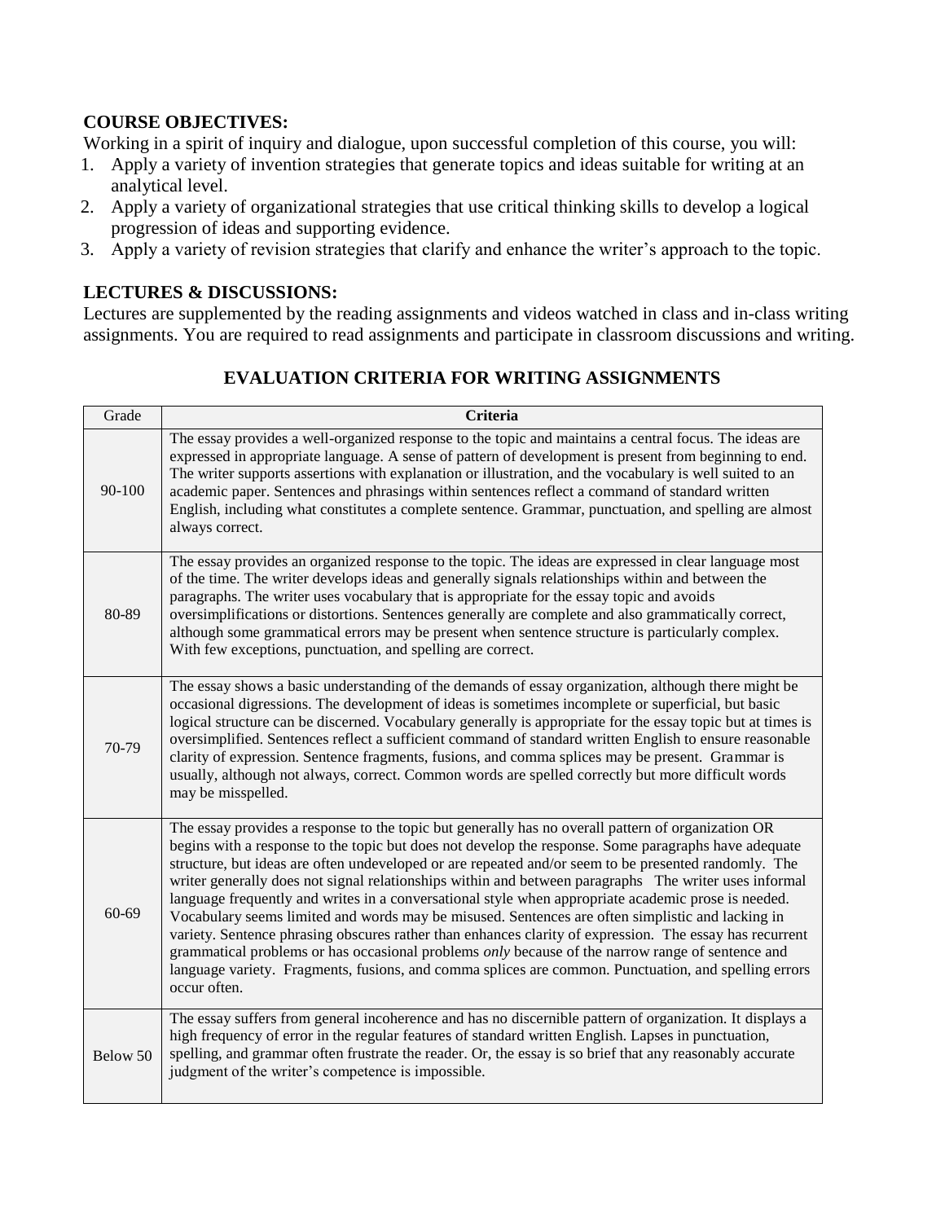**COURSE OBJECTIVES:**

Working in a spirit of inquiry and dialogue, upon successful completion of this course, you will:

1. Apply a variety of invention strategies that generate topics and ideas suitable for writing at an analytical level.
2. Apply a variety of organizational strategies that use critical thinking skills to develop a logical progression of ideas and supporting evidence.
3. Apply a variety of revision strategies that clarify and enhance the writer's approach to the topic.

**LECTURES & DISCUSSIONS:**

Lectures are supplemented by the reading assignments and videos watched in class and in-class writing assignments. You are required to read assignments and participate in classroom discussions and writing.

## EVALUATION CRITERIA FOR WRITING ASSIGNMENTS

| Grade | Criteria |
|---|---|
| 90-100 | The essay provides a well-organized response to the topic and maintains a central focus. The ideas are expressed in appropriate language. A sense of pattern of development is present from beginning to end. The writer supports assertions with explanation or illustration, and the vocabulary is well suited to an academic paper. Sentences and phrasings within sentences reflect a command of standard written English, including what constitutes a complete sentence. Grammar, punctuation, and spelling are almost always correct. |
| 80-89 | The essay provides an organized response to the topic. The ideas are expressed in clear language most of the time. The writer develops ideas and generally signals relationships within and between the paragraphs. The writer uses vocabulary that is appropriate for the essay topic and avoids oversimplifications or distortions. Sentences generally are complete and also grammatically correct, although some grammatical errors may be present when sentence structure is particularly complex. With few exceptions, punctuation, and spelling are correct. |
| 70-79 | The essay shows a basic understanding of the demands of essay organization, although there might be occasional digressions. The development of ideas is sometimes incomplete or superficial, but basic logical structure can be discerned. Vocabulary generally is appropriate for the essay topic but at times is oversimplified. Sentences reflect a sufficient command of standard written English to ensure reasonable clarity of expression. Sentence fragments, fusions, and comma splices may be present. Grammar is usually, although not always, correct. Common words are spelled correctly but more difficult words may be misspelled. |
| 60-69 | The essay provides a response to the topic but generally has no overall pattern of organization OR begins with a response to the topic but does not develop the response. Some paragraphs have adequate structure, but ideas are often undeveloped or are repeated and/or seem to be presented randomly. The writer generally does not signal relationships within and between paragraphs The writer uses informal language frequently and writes in a conversational style when appropriate academic prose is needed. Vocabulary seems limited and words may be misused. Sentences are often simplistic and lacking in variety. Sentence phrasing obscures rather than enhances clarity of expression. The essay has recurrent grammatical problems or has occasional problems *only* because of the narrow range of sentence and language variety. Fragments, fusions, and comma splices are common. Punctuation, and spelling errors occur often. |
| Below 50 | The essay suffers from general incoherence and has no discernible pattern of organization. It displays a high frequency of error in the regular features of standard written English. Lapses in punctuation, spelling, and grammar often frustrate the reader. Or, the essay is so brief that any reasonably accurate judgment of the writer's competence is impossible. |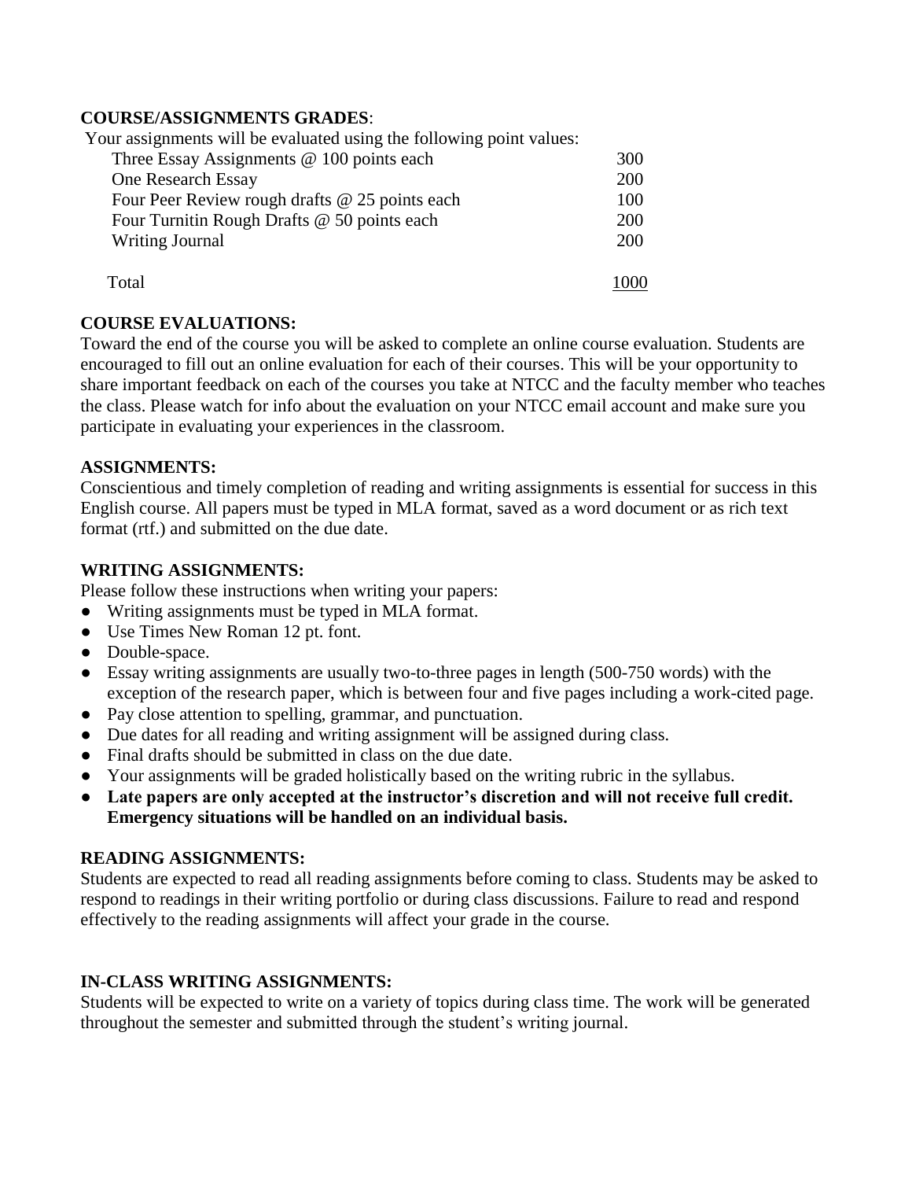**COURSE/ASSIGNMENTS GRADES**:

Your assignments will be evaluated using the following point values:

| | |
|---|---|
| Three Essay Assignments @ 100 points each | 300 |
| One Research Essay | 200 |
| Four Peer Review rough drafts @ 25 points each | 100 |
| Four Turnitin Rough Drafts @ 50 points each | 200 |
| Writing Journal | 200 |
| Total | 1000 |

**COURSE EVALUATIONS:**

Toward the end of the course you will be asked to complete an online course evaluation. Students are encouraged to fill out an online evaluation for each of their courses. This will be your opportunity to share important feedback on each of the courses you take at NTCC and the faculty member who teaches the class. Please watch for info about the evaluation on your NTCC email account and make sure you participate in evaluating your experiences in the classroom.

**ASSIGNMENTS:**

Conscientious and timely completion of reading and writing assignments is essential for success in this English course. All papers must be typed in MLA format, saved as a word document or as rich text format (rtf.) and submitted on the due date.

**WRITING ASSIGNMENTS:**

Please follow these instructions when writing your papers:

- Writing assignments must be typed in MLA format.
- Use Times New Roman 12 pt. font.
- Double-space.
- Essay writing assignments are usually two-to-three pages in length (500-750 words) with the exception of the research paper, which is between four and five pages including a work-cited page.
- Pay close attention to spelling, grammar, and punctuation.
- Due dates for all reading and writing assignment will be assigned during class.
- Final drafts should be submitted in class on the due date.
- Your assignments will be graded holistically based on the writing rubric in the syllabus.
- **Late papers are only accepted at the instructor's discretion and will not receive full credit. Emergency situations will be handled on an individual basis.**

**READING ASSIGNMENTS:**

Students are expected to read all reading assignments before coming to class. Students may be asked to respond to readings in their writing portfolio or during class discussions. Failure to read and respond effectively to the reading assignments will affect your grade in the course.

**IN-CLASS WRITING ASSIGNMENTS:**

Students will be expected to write on a variety of topics during class time. The work will be generated throughout the semester and submitted through the student's writing journal.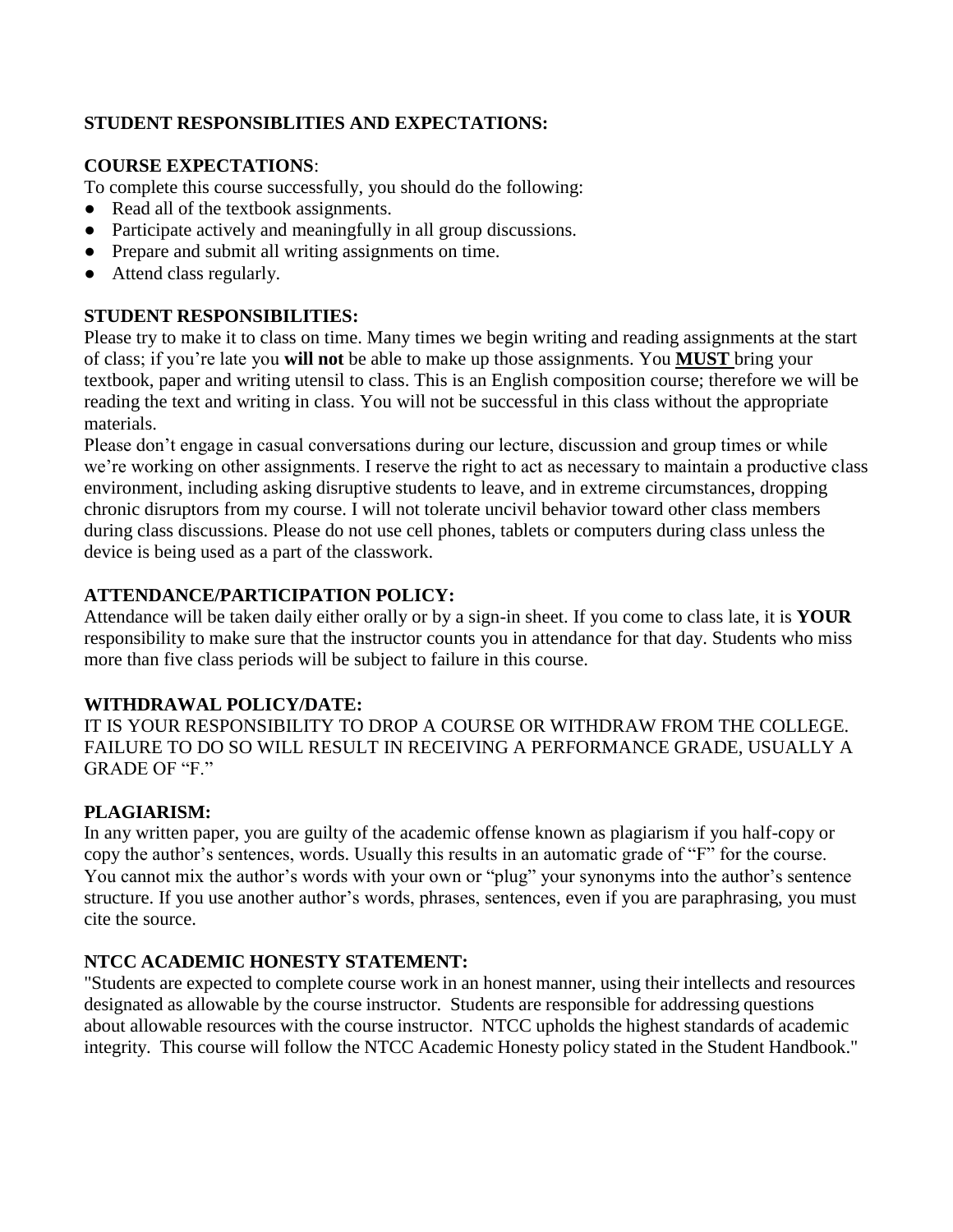## STUDENT RESPONSIBLITIES AND EXPECTATIONS:

### COURSE EXPECTATIONS:

To complete this course successfully, you should do the following:

- Read all of the textbook assignments.
- Participate actively and meaningfully in all group discussions.
- Prepare and submit all writing assignments on time.
- Attend class regularly.

### STUDENT RESPONSIBILITIES:

Please try to make it to class on time. Many times we begin writing and reading assignments at the start of class; if you're late you **will not** be able to make up those assignments. You **MUST** bring your textbook, paper and writing utensil to class. This is an English composition course; therefore we will be reading the text and writing in class. You will not be successful in this class without the appropriate materials.

Please don't engage in casual conversations during our lecture, discussion and group times or while we're working on other assignments. I reserve the right to act as necessary to maintain a productive class environment, including asking disruptive students to leave, and in extreme circumstances, dropping chronic disruptors from my course. I will not tolerate uncivil behavior toward other class members during class discussions. Please do not use cell phones, tablets or computers during class unless the device is being used as a part of the classwork.

### ATTENDANCE/PARTICIPATION POLICY:

Attendance will be taken daily either orally or by a sign-in sheet. If you come to class late, it is **YOUR** responsibility to make sure that the instructor counts you in attendance for that day. Students who miss more than five class periods will be subject to failure in this course.

### WITHDRAWAL POLICY/DATE:

IT IS YOUR RESPONSIBILITY TO DROP A COURSE OR WITHDRAW FROM THE COLLEGE. FAILURE TO DO SO WILL RESULT IN RECEIVING A PERFORMANCE GRADE, USUALLY A GRADE OF "F."

### PLAGIARISM:

In any written paper, you are guilty of the academic offense known as plagiarism if you half-copy or copy the author's sentences, words. Usually this results in an automatic grade of "F" for the course. You cannot mix the author's words with your own or "plug" your synonyms into the author's sentence structure. If you use another author's words, phrases, sentences, even if you are paraphrasing, you must cite the source.

### NTCC ACADEMIC HONESTY STATEMENT:

"Students are expected to complete course work in an honest manner, using their intellects and resources designated as allowable by the course instructor. Students are responsible for addressing questions about allowable resources with the course instructor. NTCC upholds the highest standards of academic integrity. This course will follow the NTCC Academic Honesty policy stated in the Student Handbook."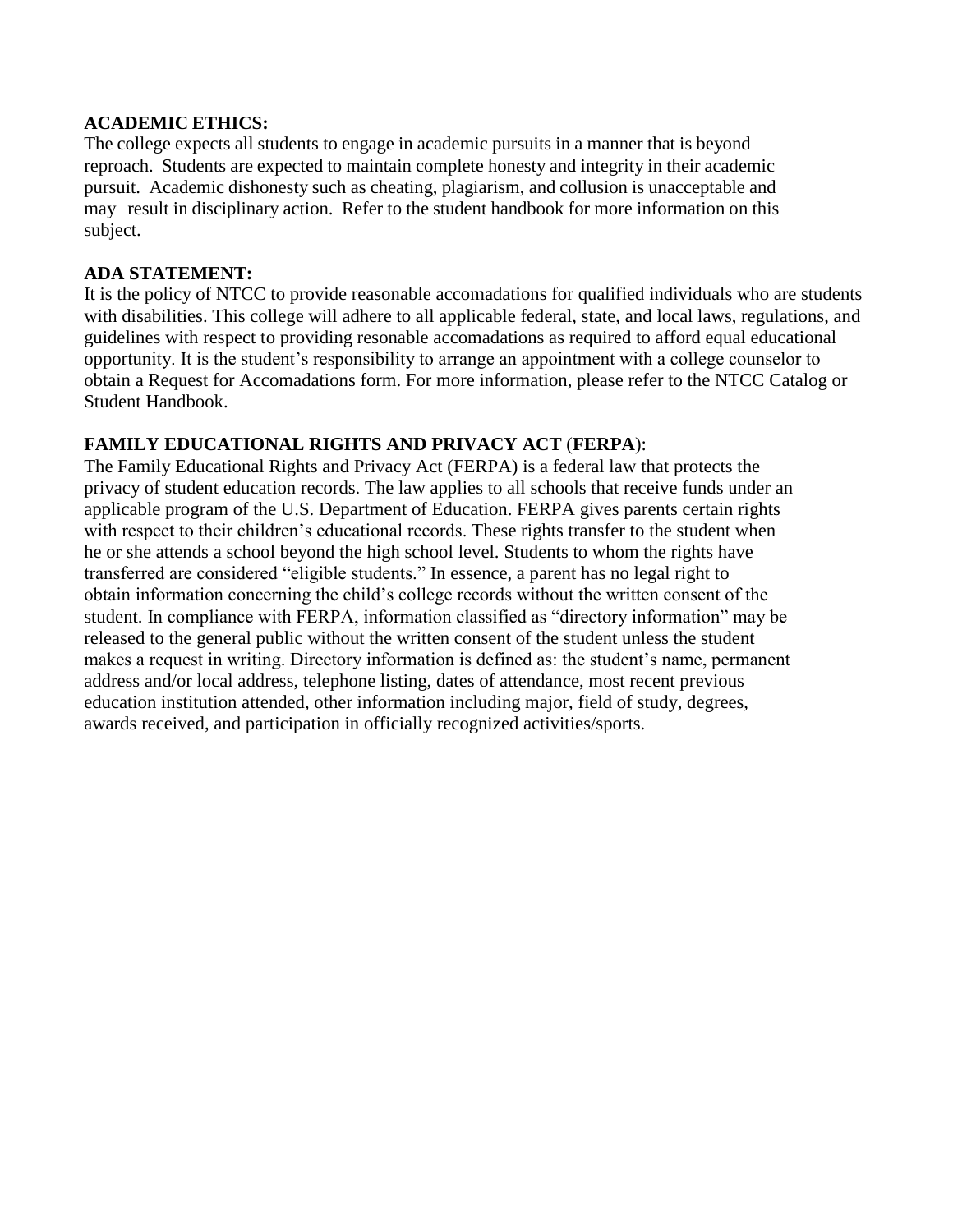**ACADEMIC ETHICS:**

The college expects all students to engage in academic pursuits in a manner that is beyond reproach. Students are expected to maintain complete honesty and integrity in their academic pursuit. Academic dishonesty such as cheating, plagiarism, and collusion is unacceptable and may result in disciplinary action. Refer to the student handbook for more information on this subject.

**ADA STATEMENT:**

It is the policy of NTCC to provide reasonable accomadations for qualified individuals who are students with disabilities. This college will adhere to all applicable federal, state, and local laws, regulations, and guidelines with respect to providing resonable accomadations as required to afford equal educational opportunity. It is the student's responsibility to arrange an appointment with a college counselor to obtain a Request for Accomadations form. For more information, please refer to the NTCC Catalog or Student Handbook.

**FAMILY EDUCATIONAL RIGHTS AND PRIVACY ACT** (**FERPA**):

The Family Educational Rights and Privacy Act (FERPA) is a federal law that protects the privacy of student education records. The law applies to all schools that receive funds under an applicable program of the U.S. Department of Education. FERPA gives parents certain rights with respect to their children's educational records. These rights transfer to the student when he or she attends a school beyond the high school level. Students to whom the rights have transferred are considered "eligible students." In essence, a parent has no legal right to obtain information concerning the child's college records without the written consent of the student. In compliance with FERPA, information classified as "directory information" may be released to the general public without the written consent of the student unless the student makes a request in writing. Directory information is defined as: the student's name, permanent address and/or local address, telephone listing, dates of attendance, most recent previous education institution attended, other information including major, field of study, degrees, awards received, and participation in officially recognized activities/sports.